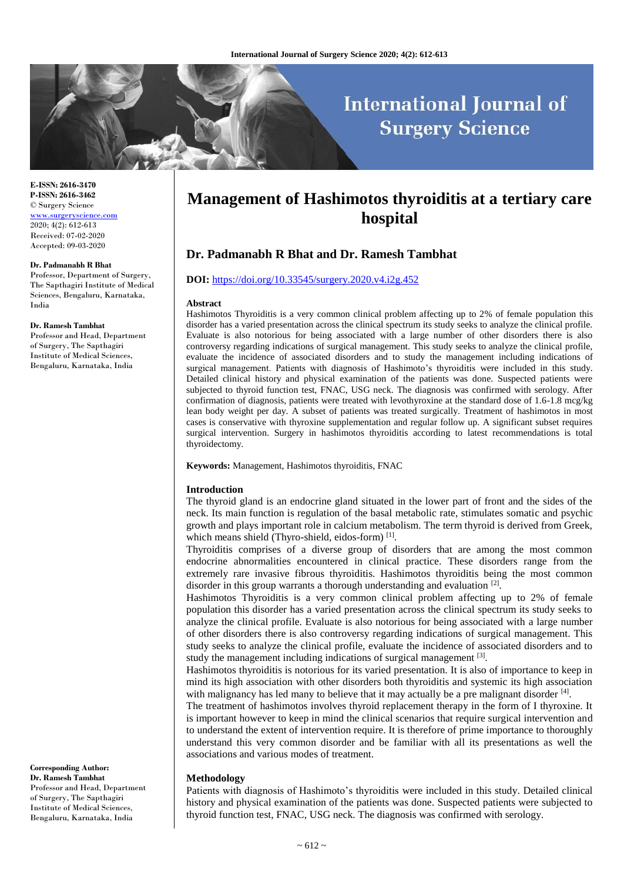E-ISSN: 2616-3470
P-ISSN: 2616-3462
© Surgery Science
www.surgeryscience.com
2020; 4(2): 612-613
Received: 07-02-2020
Accepted: 09-03-2020

**Dr. Padmanabh R Bhat**
Professor, Department of Surgery, The Sapthagiri Institute of Medical Sciences, Bengaluru, Karnataka, India

**Dr. Ramesh Tambhat**
Professor and Head, Department of Surgery, The Sapthagiri Institute of Medical Sciences, Bengaluru, Karnataka, India

**Corresponding Author:**
**Dr. Ramesh Tambhat**
Professor and Head, Department of Surgery, The Sapthagiri Institute of Medical Sciences, Bengaluru, Karnataka, India

# Management of Hashimotos thyroiditis at a tertiary care hospital

## Dr. Padmanabh R Bhat and Dr. Ramesh Tambhat

**DOI:** https://doi.org/10.33545/surgery.2020.v4.i2g.452

### Abstract

Hashimotos Thyroiditis is a very common clinical problem affecting up to 2% of female population this disorder has a varied presentation across the clinical spectrum its study seeks to analyze the clinical profile. Evaluate is also notorious for being associated with a large number of other disorders there is also controversy regarding indications of surgical management. This study seeks to analyze the clinical profile, evaluate the incidence of associated disorders and to study the management including indications of surgical management. Patients with diagnosis of Hashimoto's thyroiditis were included in this study. Detailed clinical history and physical examination of the patients was done. Suspected patients were subjected to thyroid function test, FNAC, USG neck. The diagnosis was confirmed with serology. After confirmation of diagnosis, patients were treated with levothyroxine at the standard dose of 1.6-1.8 mcg/kg lean body weight per day. A subset of patients was treated surgically. Treatment of hashimotos in most cases is conservative with thyroxine supplementation and regular follow up. A significant subset requires surgical intervention. Surgery in hashimotos thyroiditis according to latest recommendations is total thyroidectomy.

**Keywords:** Management, Hashimotos thyroiditis, FNAC

### Introduction

The thyroid gland is an endocrine gland situated in the lower part of front and the sides of the neck. Its main function is regulation of the basal metabolic rate, stimulates somatic and psychic growth and plays important role in calcium metabolism. The term thyroid is derived from Greek, which means shield (Thyro-shield, eidos-form) [1].

Thyroiditis comprises of a diverse group of disorders that are among the most common endocrine abnormalities encountered in clinical practice. These disorders range from the extremely rare invasive fibrous thyroiditis. Hashimotos thyroiditis being the most common disorder in this group warrants a thorough understanding and evaluation [2].

Hashimotos Thyroiditis is a very common clinical problem affecting up to 2% of female population this disorder has a varied presentation across the clinical spectrum its study seeks to analyze the clinical profile. Evaluate is also notorious for being associated with a large number of other disorders there is also controversy regarding indications of surgical management. This study seeks to analyze the clinical profile, evaluate the incidence of associated disorders and to study the management including indications of surgical management [3].

Hashimotos thyroiditis is notorious for its varied presentation. It is also of importance to keep in mind its high association with other disorders both thyroiditis and systemic its high association with malignancy has led many to believe that it may actually be a pre malignant disorder [4].

The treatment of hashimotos involves thyroid replacement therapy in the form of I thyroxine. It is important however to keep in mind the clinical scenarios that require surgical intervention and to understand the extent of intervention require. It is therefore of prime importance to thoroughly understand this very common disorder and be familiar with all its presentations as well the associations and various modes of treatment.

### Methodology

Patients with diagnosis of Hashimoto's thyroiditis were included in this study. Detailed clinical history and physical examination of the patients was done. Suspected patients were subjected to thyroid function test, FNAC, USG neck. The diagnosis was confirmed with serology.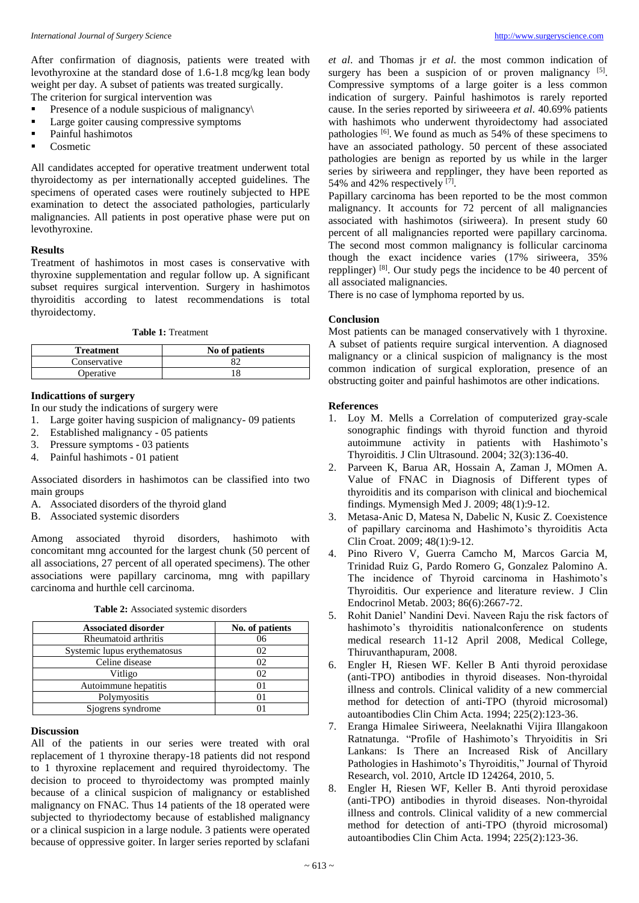After confirmation of diagnosis, patients were treated with levothyroxine at the standard dose of 1.6-1.8 mcg/kg lean body weight per day. A subset of patients was treated surgically.

The criterion for surgical intervention was

- Presence of a nodule suspicious of malignancy\
- Large goiter causing compressive symptoms
- Painful hashimotos
- Cosmetic

All candidates accepted for operative treatment underwent total thyroidectomy as per internationally accepted guidelines. The specimens of operated cases were routinely subjected to HPE examination to detect the associated pathologies, particularly malignancies. All patients in post operative phase were put on levothyroxine.

### Results

Treatment of hashimotos in most cases is conservative with thyroxine supplementation and regular follow up. A significant subset requires surgical intervention. Surgery in hashimotos thyroiditis according to latest recommendations is total thyroidectomy.

**Table 1:** Treatment

| Treatment | No of patients |
|---|---|
| Conservative | 82 |
| Operative | 18 |

### Indicattions of surgery

In our study the indications of surgery were

1. Large goiter having suspicion of malignancy- 09 patients
2. Established malignancy - 05 patients
3. Pressure symptoms - 03 patients
4. Painful hashimots - 01 patient

Associated disorders in hashimotos can be classified into two main groups

A. Associated disorders of the thyroid gland
B. Associated systemic disorders

Among associated thyroid disorders, hashimoto with concomitant mng accounted for the largest chunk (50 percent of all associations, 27 percent of all operated specimens). The other associations were papillary carcinoma, mng with papillary carcinoma and hurthle cell carcinoma.

**Table 2:** Associated systemic disorders

| Associated disorder | No. of patients |
|---|---|
| Rheumatoid arthritis | 06 |
| Systemic lupus erythematosus | 02 |
| Celine disease | 02 |
| Vitligo | 02 |
| Autoimmune hepatitis | 01 |
| Polymyositis | 01 |
| Sjogrens syndrome | 01 |

### Discussion

All of the patients in our series were treated with oral replacement of 1 thyroxine therapy-18 patients did not respond to 1 thyroxine replacement and required thyroidectomy. The decision to proceed to thyroidectomy was prompted mainly because of a clinical suspicion of malignancy or established malignancy on FNAC. Thus 14 patients of the 18 operated were subjected to thyriodectomy because of established malignancy or a clinical suspicion in a large nodule. 3 patients were operated because of oppressive goiter. In larger series reported by sclafani *et al*. and Thomas jr *et al*. the most common indication of surgery has been a suspicion of or proven malignancy [5]. Compressive symptoms of a large goiter is a less common indication of surgery. Painful hashimotos is rarely reported cause. In the series reported by siriweeera *et al*. 40.69% patients with hashimots who underwent thyroidectomy had associated pathologies [6]. We found as much as 54% of these specimens to have an associated pathology. 50 percent of these associated pathologies are benign as reported by us while in the larger series by siriweera and repplinger, they have been reported as 54% and 42% respectively [7].

Papillary carcinoma has been reported to be the most common malignancy. It accounts for 72 percent of all malignancies associated with hashimotos (siriweera). In present study 60 percent of all malignancies reported were papillary carcinoma. The second most common malignancy is follicular carcinoma though the exact incidence varies (17% siriweera, 35% repplinger) [8]. Our study pegs the incidence to be 40 percent of all associated malignancies.

There is no case of lymphoma reported by us.

### Conclusion

Most patients can be managed conservatively with 1 thyroxine. A subset of patients require surgical intervention. A diagnosed malignancy or a clinical suspicion of malignancy is the most common indication of surgical exploration, presence of an obstructing goiter and painful hashimotos are other indications.

### References

1. Loy M. Mells a Correlation of computerized gray-scale sonographic findings with thyroid function and thyroid autoimmune activity in patients with Hashimoto's Thyroiditis. J Clin Ultrasound. 2004; 32(3):136-40.
2. Parveen K, Barua AR, Hossain A, Zaman J, MOmen A. Value of FNAC in Diagnosis of Different types of thyroiditis and its comparison with clinical and biochemical findings. Mymensigh Med J. 2009; 48(1):9-12.
3. Metasa-Anic D, Matesa N, Dabelic N, Kusic Z. Coexistence of papillary carcinoma and Hashimoto's thyroiditis Acta Clin Croat. 2009; 48(1):9-12.
4. Pino Rivero V, Guerra Camcho M, Marcos Garcia M, Trinidad Ruiz G, Pardo Romero G, Gonzalez Palomino A. The incidence of Thyroid carcinoma in Hashimoto's Thyroiditis. Our experience and literature review. J Clin Endocrinol Metab. 2003; 86(6):2667-72.
5. Rohit Daniel' Nandini Devi. Naveen Raju the risk factors of hashimoto's thyroiditis nationalconference on students medical research 11-12 April 2008, Medical College, Thiruvanthapuram, 2008.
6. Engler H, Riesen WF. Keller B Anti thyroid peroxidase (anti-TPO) antibodies in thyroid diseases. Non-thyroidal illness and controls. Clinical validity of a new commercial method for detection of anti-TPO (thyroid microsomal) autoantibodies Clin Chim Acta. 1994; 225(2):123-36.
7. Eranga Himalee Siriweera, Neelaknathi Vijira Illangakoon Ratnatunga. "Profile of Hashimoto's Thryoiditis in Sri Lankans: Is There an Increased Risk of Ancillary Pathologies in Hashimoto's Thyroiditis," Journal of Thyroid Research, vol. 2010, Artcle ID 124264, 2010, 5.
8. Engler H, Riesen WF, Keller B. Anti thyroid peroxidase (anti-TPO) antibodies in thyroid diseases. Non-thyroidal illness and controls. Clinical validity of a new commercial method for detection of anti-TPO (thyroid microsomal) autoantibodies Clin Chim Acta. 1994; 225(2):123-36.